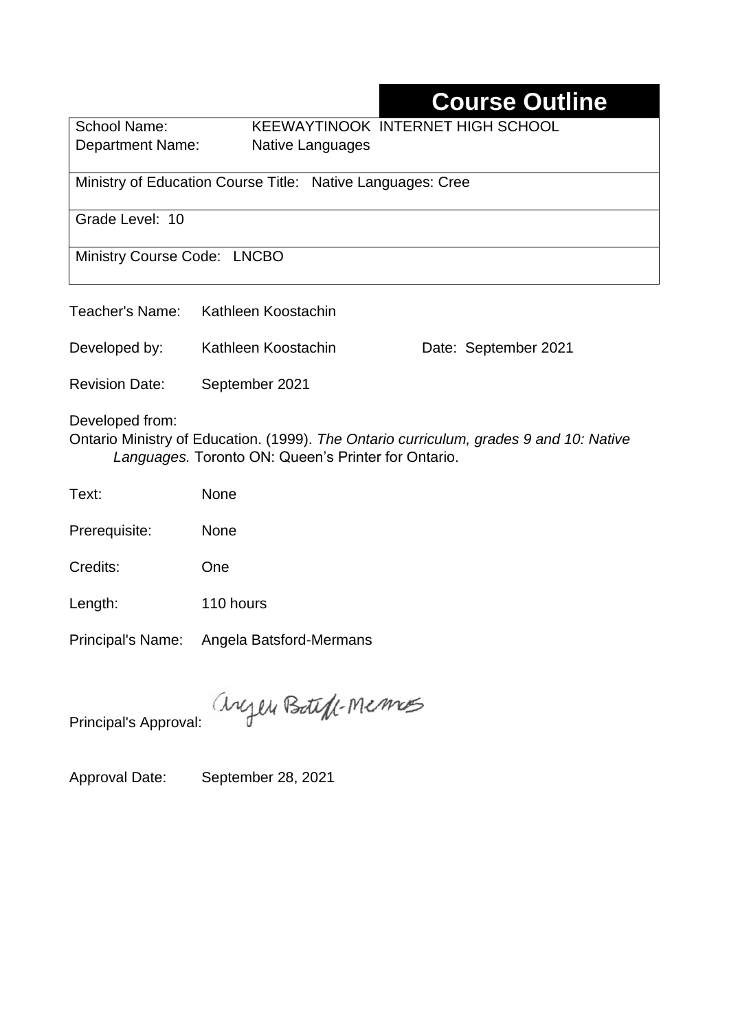# Course Outline

| | |
|---|---|
| School Name: | KEEWAYTINOOK INTERNET HIGH SCHOOL |
| Department Name: | Native Languages |

Ministry of Education Course Title: Native Languages: Cree

Grade Level: 10

Ministry Course Code: LNCBO

Teacher's Name: Kathleen Koostachin

Developed by: Kathleen Koostachin Date: September 2021

Revision Date: September 2021

Developed from:
Ontario Ministry of Education. (1999). *The Ontario curriculum, grades 9 and 10: Native Languages.* Toronto ON: Queen's Printer for Ontario.

Text: None

Prerequisite: None

Credits: One

Length: 110 hours

Principal's Name: Angela Batsford-Mermans

Principal's Approval: Angela Batsford-Mermans

Approval Date: September 28, 2021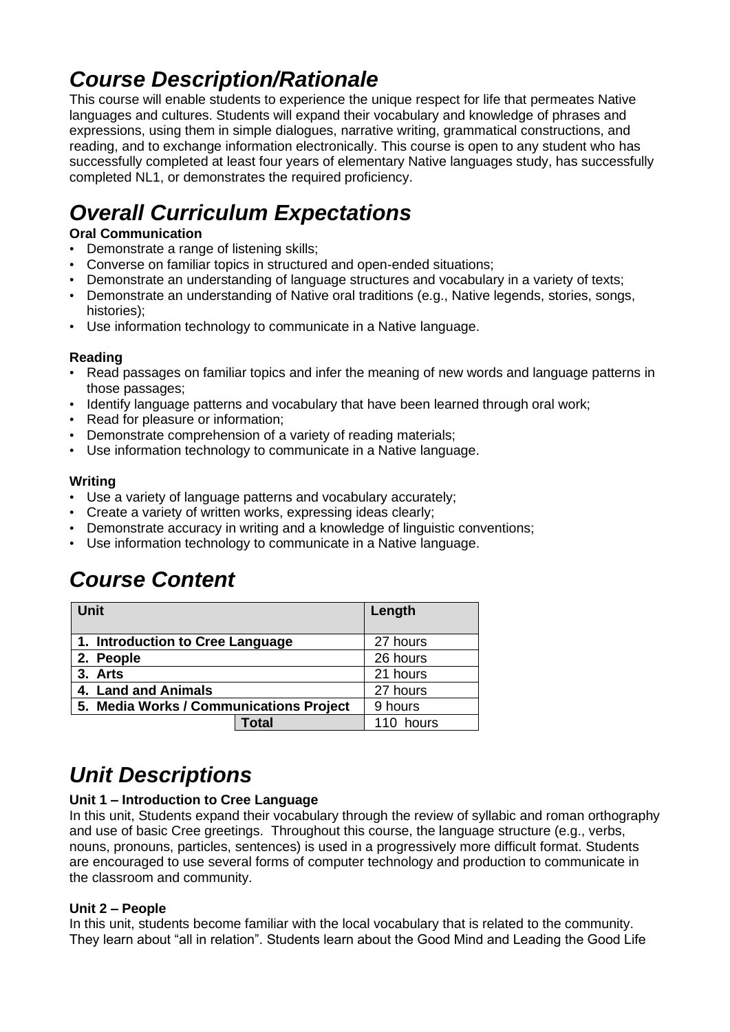# *Course Description/Rationale*

This course will enable students to experience the unique respect for life that permeates Native languages and cultures. Students will expand their vocabulary and knowledge of phrases and expressions, using them in simple dialogues, narrative writing, grammatical constructions, and reading, and to exchange information electronically. This course is open to any student who has successfully completed at least four years of elementary Native languages study, has successfully completed NL1, or demonstrates the required proficiency.

# *Overall Curriculum Expectations*

**Oral Communication**

- Demonstrate a range of listening skills;
- Converse on familiar topics in structured and open-ended situations;
- Demonstrate an understanding of language structures and vocabulary in a variety of texts;
- Demonstrate an understanding of Native oral traditions (e.g., Native legends, stories, songs, histories);
- Use information technology to communicate in a Native language.

**Reading**

- Read passages on familiar topics and infer the meaning of new words and language patterns in those passages;
- Identify language patterns and vocabulary that have been learned through oral work;
- Read for pleasure or information;
- Demonstrate comprehension of a variety of reading materials;
- Use information technology to communicate in a Native language.

**Writing**

- Use a variety of language patterns and vocabulary accurately;
- Create a variety of written works, expressing ideas clearly;
- Demonstrate accuracy in writing and a knowledge of linguistic conventions;
- Use information technology to communicate in a Native language.

# *Course Content*

| Unit | Length |
|---|---|
| **1. Introduction to Cree Language** | 27 hours |
| **2. People** | 26 hours |
| **3. Arts** | 21 hours |
| **4. Land and Animals** | 27 hours |
| **5. Media Works / Communications Project** | 9 hours |
| **Total** | 110 hours |

# *Unit Descriptions*

**Unit 1 – Introduction to Cree Language**

In this unit, Students expand their vocabulary through the review of syllabic and roman orthography and use of basic Cree greetings. Throughout this course, the language structure (e.g., verbs, nouns, pronouns, particles, sentences) is used in a progressively more difficult format. Students are encouraged to use several forms of computer technology and production to communicate in the classroom and community.

**Unit 2 – People**

In this unit, students become familiar with the local vocabulary that is related to the community. They learn about "all in relation". Students learn about the Good Mind and Leading the Good Life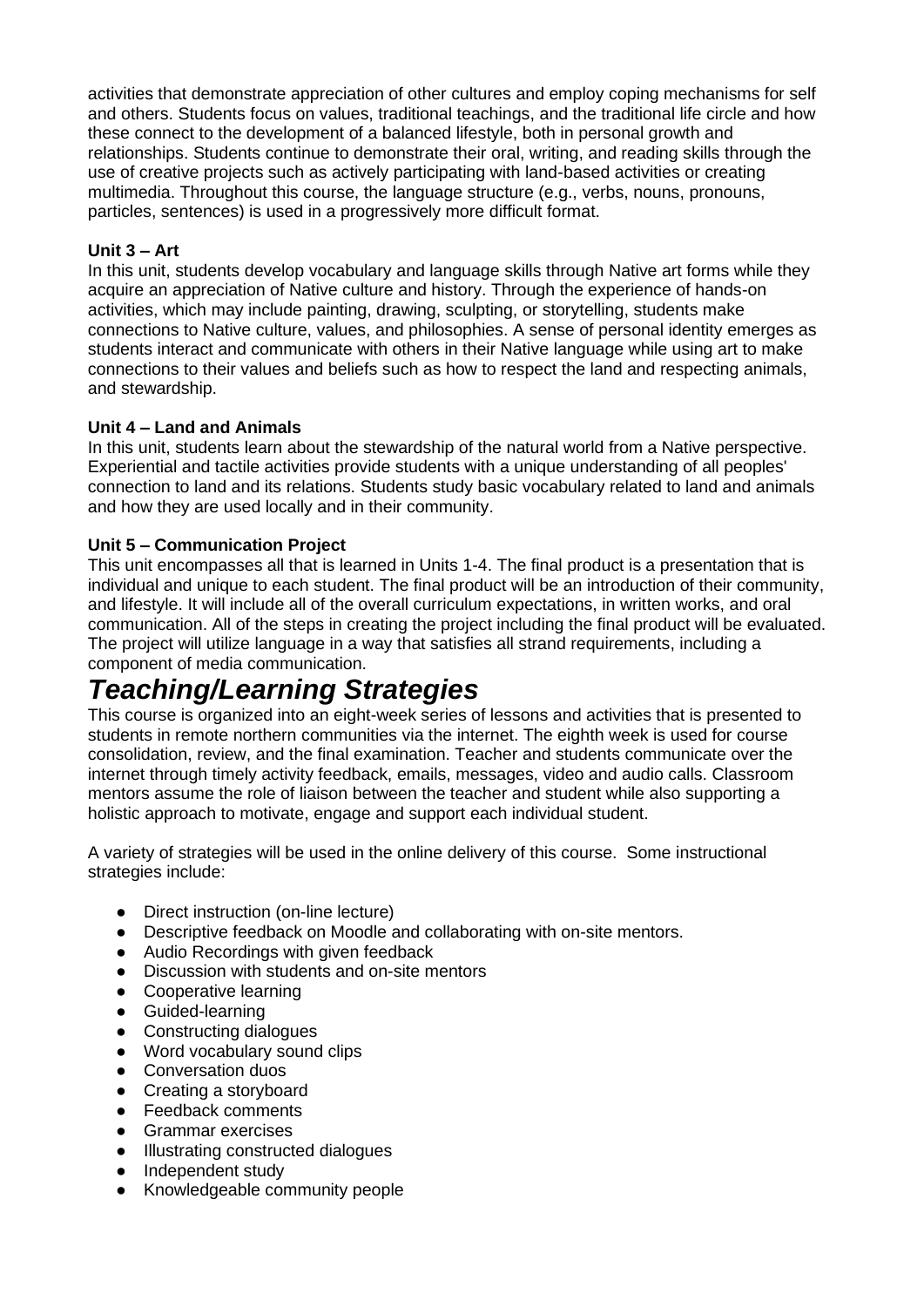activities that demonstrate appreciation of other cultures and employ coping mechanisms for self and others. Students focus on values, traditional teachings, and the traditional life circle and how these connect to the development of a balanced lifestyle, both in personal growth and relationships. Students continue to demonstrate their oral, writing, and reading skills through the use of creative projects such as actively participating with land-based activities or creating multimedia. Throughout this course, the language structure (e.g., verbs, nouns, pronouns, particles, sentences) is used in a progressively more difficult format.

**Unit 3 – Art**
In this unit, students develop vocabulary and language skills through Native art forms while they acquire an appreciation of Native culture and history. Through the experience of hands-on activities, which may include painting, drawing, sculpting, or storytelling, students make connections to Native culture, values, and philosophies. A sense of personal identity emerges as students interact and communicate with others in their Native language while using art to make connections to their values and beliefs such as how to respect the land and respecting animals, and stewardship.

**Unit 4 – Land and Animals**
In this unit, students learn about the stewardship of the natural world from a Native perspective. Experiential and tactile activities provide students with a unique understanding of all peoples' connection to land and its relations. Students study basic vocabulary related to land and animals and how they are used locally and in their community.

**Unit 5 – Communication Project**
This unit encompasses all that is learned in Units 1-4. The final product is a presentation that is individual and unique to each student. The final product will be an introduction of their community, and lifestyle. It will include all of the overall curriculum expectations, in written works, and oral communication. All of the steps in creating the project including the final product will be evaluated. The project will utilize language in a way that satisfies all strand requirements, including a component of media communication.

# *Teaching/Learning Strategies*

This course is organized into an eight-week series of lessons and activities that is presented to students in remote northern communities via the internet. The eighth week is used for course consolidation, review, and the final examination. Teacher and students communicate over the internet through timely activity feedback, emails, messages, video and audio calls. Classroom mentors assume the role of liaison between the teacher and student while also supporting a holistic approach to motivate, engage and support each individual student.

A variety of strategies will be used in the online delivery of this course. Some instructional strategies include:

- Direct instruction (on-line lecture)
- Descriptive feedback on Moodle and collaborating with on-site mentors.
- Audio Recordings with given feedback
- Discussion with students and on-site mentors
- Cooperative learning
- Guided-learning
- Constructing dialogues
- Word vocabulary sound clips
- Conversation duos
- Creating a storyboard
- Feedback comments
- Grammar exercises
- Illustrating constructed dialogues
- Independent study
- Knowledgeable community people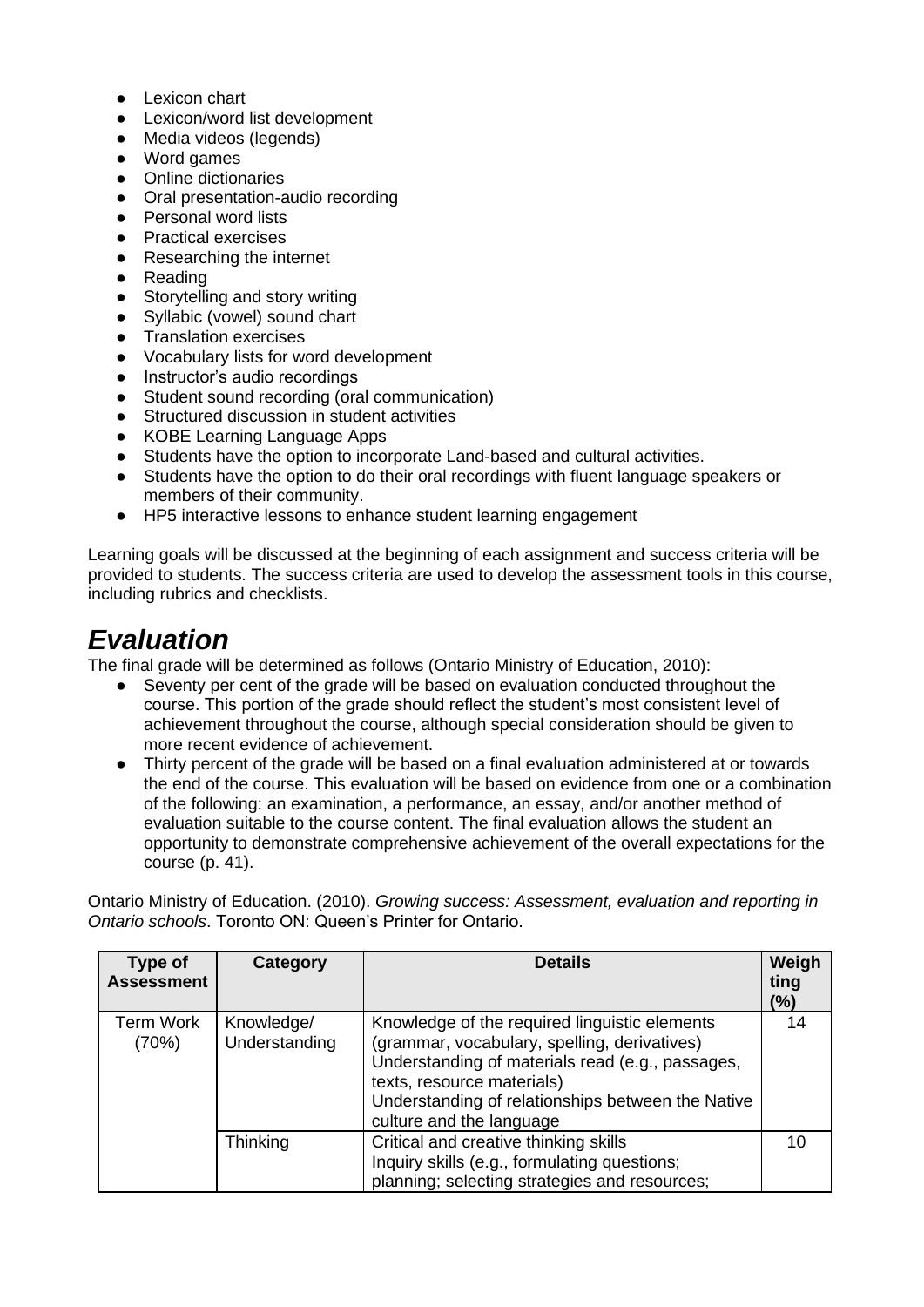- Lexicon chart
- Lexicon/word list development
- Media videos (legends)
- Word games
- Online dictionaries
- Oral presentation-audio recording
- Personal word lists
- Practical exercises
- Researching the internet
- Reading
- Storytelling and story writing
- Syllabic (vowel) sound chart
- Translation exercises
- Vocabulary lists for word development
- Instructor's audio recordings
- Student sound recording (oral communication)
- Structured discussion in student activities
- KOBE Learning Language Apps
- Students have the option to incorporate Land-based and cultural activities.
- Students have the option to do their oral recordings with fluent language speakers or members of their community.
- HP5 interactive lessons to enhance student learning engagement

Learning goals will be discussed at the beginning of each assignment and success criteria will be provided to students. The success criteria are used to develop the assessment tools in this course, including rubrics and checklists.

# *Evaluation*

The final grade will be determined as follows (Ontario Ministry of Education, 2010):

- Seventy per cent of the grade will be based on evaluation conducted throughout the course. This portion of the grade should reflect the student's most consistent level of achievement throughout the course, although special consideration should be given to more recent evidence of achievement.
- Thirty percent of the grade will be based on a final evaluation administered at or towards the end of the course. This evaluation will be based on evidence from one or a combination of the following: an examination, a performance, an essay, and/or another method of evaluation suitable to the course content. The final evaluation allows the student an opportunity to demonstrate comprehensive achievement of the overall expectations for the course (p. 41).

Ontario Ministry of Education. (2010). *Growing success: Assessment, evaluation and reporting in Ontario schools*. Toronto ON: Queen's Printer for Ontario.

| Type of Assessment | Category | Details | Weighting (%) |
|---|---|---|---|
| Term Work (70%) | Knowledge/ Understanding | Knowledge of the required linguistic elements (grammar, vocabulary, spelling, derivatives)<br>Understanding of materials read (e.g., passages, texts, resource materials)<br>Understanding of relationships between the Native culture and the language | 14 |
| | Thinking | Critical and creative thinking skills<br>Inquiry skills (e.g., formulating questions; planning; selecting strategies and resources; | 10 |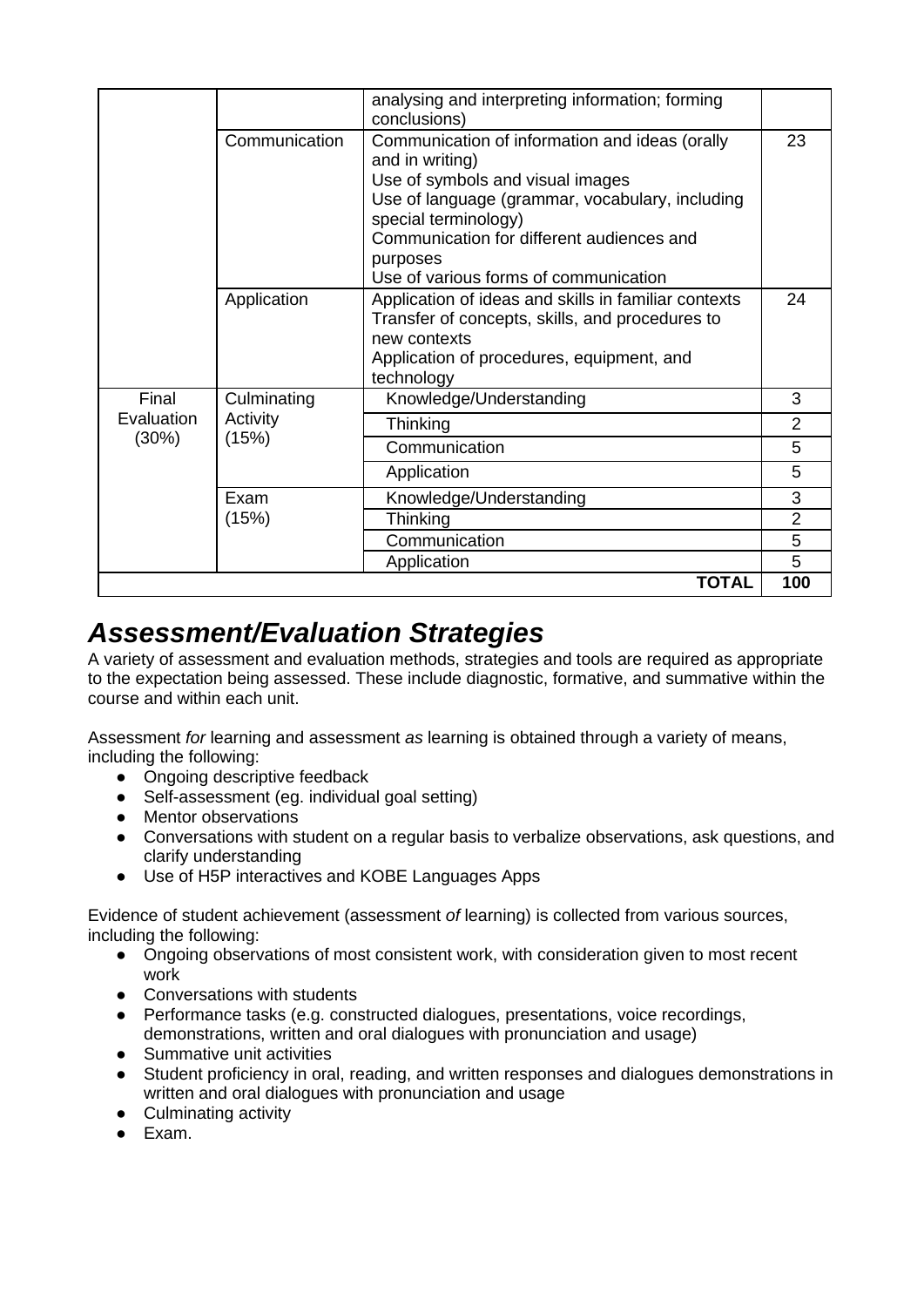| | | | |
|---|---|---|---|
| | | analysing and interpreting information; forming conclusions) | |
| | Communication | Communication of information and ideas (orally and in writing)<br>Use of symbols and visual images<br>Use of language (grammar, vocabulary, including special terminology)<br>Communication for different audiences and purposes<br>Use of various forms of communication | 23 |
| | Application | Application of ideas and skills in familiar contexts<br>Transfer of concepts, skills, and procedures to new contexts<br>Application of procedures, equipment, and technology | 24 |
| Final Evaluation (30%) | Culminating Activity (15%) | Knowledge/Understanding | 3 |
| | | Thinking | 2 |
| | | Communication | 5 |
| | | Application | 5 |
| | Exam (15%) | Knowledge/Understanding | 3 |
| | | Thinking | 2 |
| | | Communication | 5 |
| | | Application | 5 |
| | | **TOTAL** | **100** |

## ***Assessment/Evaluation Strategies***

A variety of assessment and evaluation methods, strategies and tools are required as appropriate to the expectation being assessed. These include diagnostic, formative, and summative within the course and within each unit.

Assessment *for* learning and assessment *as* learning is obtained through a variety of means, including the following:

- Ongoing descriptive feedback
- Self-assessment (eg. individual goal setting)
- Mentor observations
- Conversations with student on a regular basis to verbalize observations, ask questions, and clarify understanding
- Use of H5P interactives and KOBE Languages Apps

Evidence of student achievement (assessment *of* learning) is collected from various sources, including the following:

- Ongoing observations of most consistent work, with consideration given to most recent work
- Conversations with students
- Performance tasks (e.g. constructed dialogues, presentations, voice recordings, demonstrations, written and oral dialogues with pronunciation and usage)
- Summative unit activities
- Student proficiency in oral, reading, and written responses and dialogues demonstrations in written and oral dialogues with pronunciation and usage
- Culminating activity
- Exam.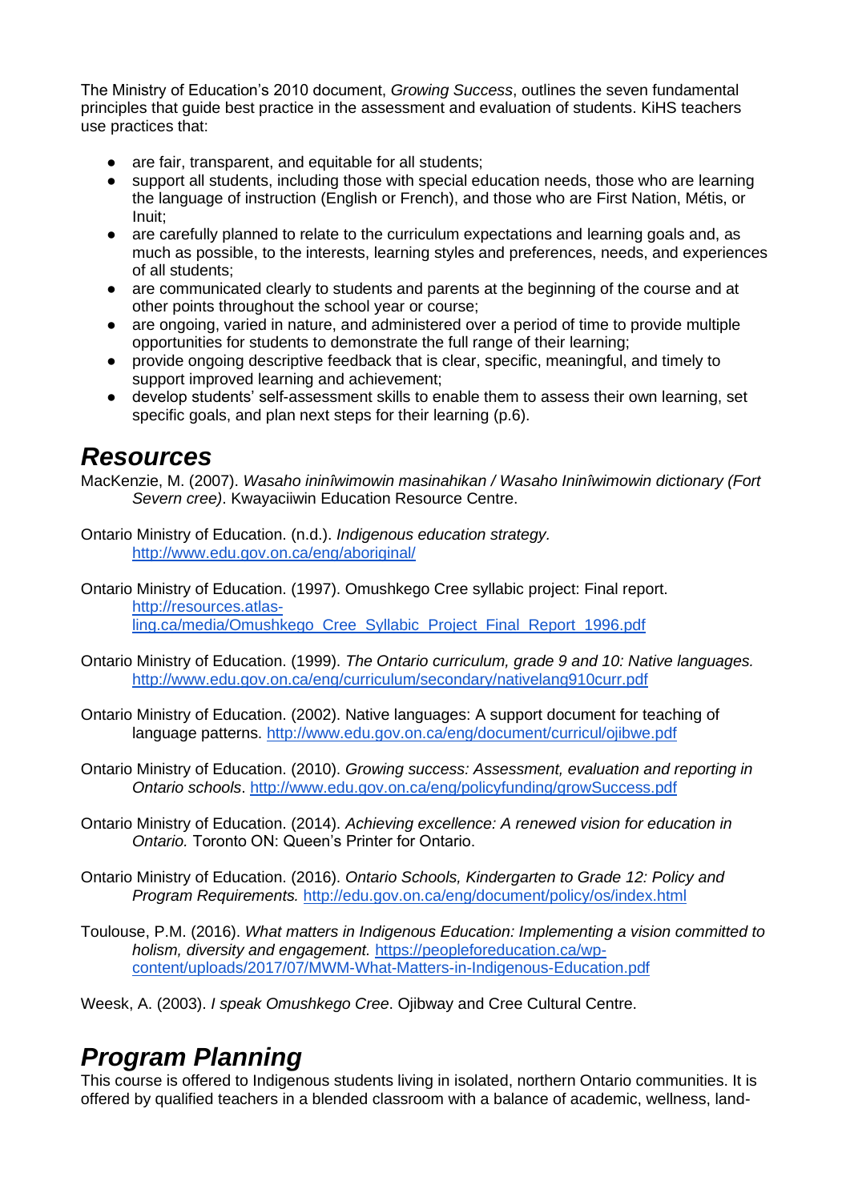The Ministry of Education's 2010 document, *Growing Success*, outlines the seven fundamental principles that guide best practice in the assessment and evaluation of students. KiHS teachers use practices that:

- are fair, transparent, and equitable for all students;
- support all students, including those with special education needs, those who are learning the language of instruction (English or French), and those who are First Nation, Métis, or Inuit;
- are carefully planned to relate to the curriculum expectations and learning goals and, as much as possible, to the interests, learning styles and preferences, needs, and experiences of all students;
- are communicated clearly to students and parents at the beginning of the course and at other points throughout the school year or course;
- are ongoing, varied in nature, and administered over a period of time to provide multiple opportunities for students to demonstrate the full range of their learning;
- provide ongoing descriptive feedback that is clear, specific, meaningful, and timely to support improved learning and achievement;
- develop students' self-assessment skills to enable them to assess their own learning, set specific goals, and plan next steps for their learning (p.6).

## Resources

MacKenzie, M. (2007). *Wasaho ininîwimowin masinahikan / Wasaho Ininîwimowin dictionary (Fort Severn cree)*. Kwayaciiwin Education Resource Centre.

Ontario Ministry of Education. (n.d.). *Indigenous education strategy.* http://www.edu.gov.on.ca/eng/aboriginal/

Ontario Ministry of Education. (1997). Omushkego Cree syllabic project: Final report. http://resources.atlas-ling.ca/media/Omushkego_Cree_Syllabic_Project_Final_Report_1996.pdf

Ontario Ministry of Education. (1999). *The Ontario curriculum, grade 9 and 10: Native languages.* http://www.edu.gov.on.ca/eng/curriculum/secondary/nativelang910curr.pdf

Ontario Ministry of Education. (2002). Native languages: A support document for teaching of language patterns. http://www.edu.gov.on.ca/eng/document/curricul/ojibwe.pdf

Ontario Ministry of Education. (2010). *Growing success: Assessment, evaluation and reporting in Ontario schools*. http://www.edu.gov.on.ca/eng/policyfunding/growSuccess.pdf

Ontario Ministry of Education. (2014). *Achieving excellence: A renewed vision for education in Ontario.* Toronto ON: Queen's Printer for Ontario.

Ontario Ministry of Education. (2016). *Ontario Schools, Kindergarten to Grade 12: Policy and Program Requirements.* http://edu.gov.on.ca/eng/document/policy/os/index.html

Toulouse, P.M. (2016). *What matters in Indigenous Education: Implementing a vision committed to holism, diversity and engagement.* https://peopleforeducation.ca/wp-content/uploads/2017/07/MWM-What-Matters-in-Indigenous-Education.pdf

Weesk, A. (2003). *I speak Omushkego Cree*. Ojibway and Cree Cultural Centre.

## Program Planning

This course is offered to Indigenous students living in isolated, northern Ontario communities. It is offered by qualified teachers in a blended classroom with a balance of academic, wellness, land-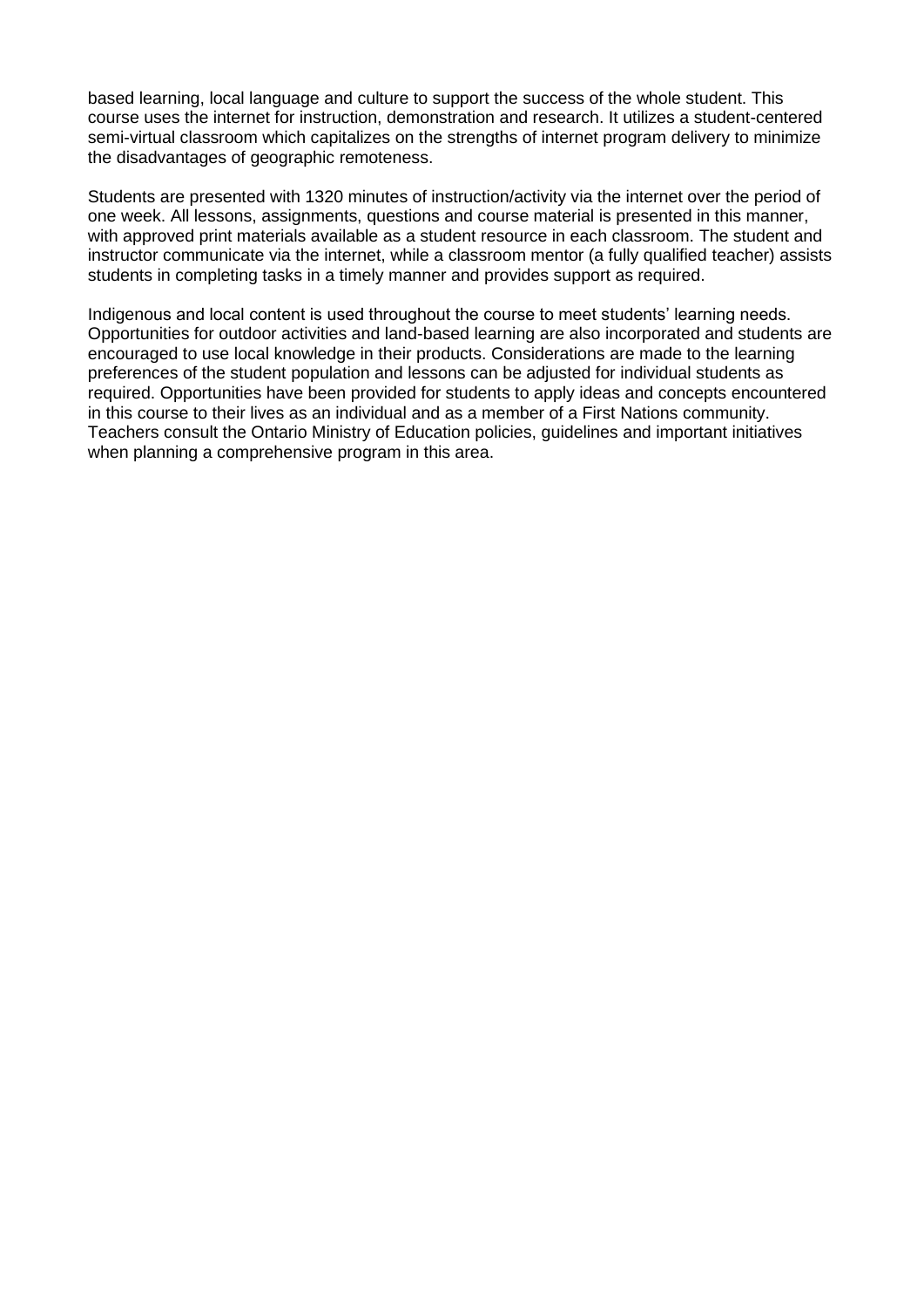based learning, local language and culture to support the success of the whole student. This course uses the internet for instruction, demonstration and research. It utilizes a student-centered semi-virtual classroom which capitalizes on the strengths of internet program delivery to minimize the disadvantages of geographic remoteness.

Students are presented with 1320 minutes of instruction/activity via the internet over the period of one week. All lessons, assignments, questions and course material is presented in this manner, with approved print materials available as a student resource in each classroom. The student and instructor communicate via the internet, while a classroom mentor (a fully qualified teacher) assists students in completing tasks in a timely manner and provides support as required.

Indigenous and local content is used throughout the course to meet students' learning needs. Opportunities for outdoor activities and land-based learning are also incorporated and students are encouraged to use local knowledge in their products. Considerations are made to the learning preferences of the student population and lessons can be adjusted for individual students as required. Opportunities have been provided for students to apply ideas and concepts encountered in this course to their lives as an individual and as a member of a First Nations community. Teachers consult the Ontario Ministry of Education policies, guidelines and important initiatives when planning a comprehensive program in this area.